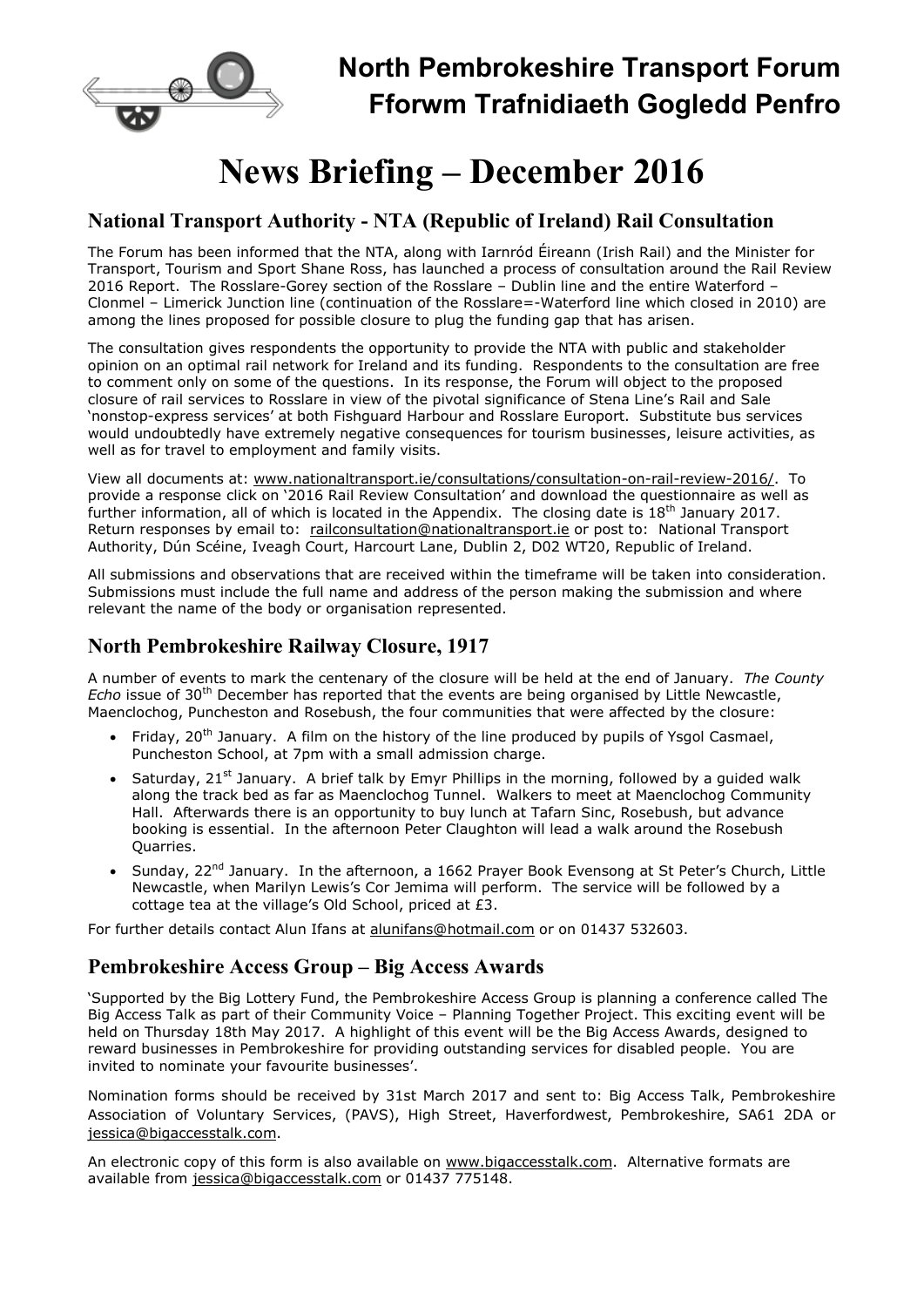# North Pembrokeshire Transport Forum
# Fforwm Trafnidiaeth Gogledd Penfro

# News Briefing – December 2016

## National Transport Authority - NTA (Republic of Ireland) Rail Consultation

The Forum has been informed that the NTA, along with Iarnród Éireann (Irish Rail) and the Minister for Transport, Tourism and Sport Shane Ross, has launched a process of consultation around the Rail Review 2016 Report. The Rosslare-Gorey section of the Rosslare – Dublin line and the entire Waterford – Clonmel – Limerick Junction line (continuation of the Rosslare=-Waterford line which closed in 2010) are among the lines proposed for possible closure to plug the funding gap that has arisen.

The consultation gives respondents the opportunity to provide the NTA with public and stakeholder opinion on an optimal rail network for Ireland and its funding. Respondents to the consultation are free to comment only on some of the questions. In its response, the Forum will object to the proposed closure of rail services to Rosslare in view of the pivotal significance of Stena Line's Rail and Sale 'nonstop-express services' at both Fishguard Harbour and Rosslare Europort. Substitute bus services would undoubtedly have extremely negative consequences for tourism businesses, leisure activities, as well as for travel to employment and family visits.

View all documents at: www.nationaltransport.ie/consultations/consultation-on-rail-review-2016/. To provide a response click on '2016 Rail Review Consultation' and download the questionnaire as well as further information, all of which is located in the Appendix. The closing date is 18th January 2017. Return responses by email to: railconsultation@nationaltransport.ie or post to: National Transport Authority, Dún Scéine, Iveagh Court, Harcourt Lane, Dublin 2, D02 WT20, Republic of Ireland.

All submissions and observations that are received within the timeframe will be taken into consideration. Submissions must include the full name and address of the person making the submission and where relevant the name of the body or organisation represented.

## North Pembrokeshire Railway Closure, 1917

A number of events to mark the centenary of the closure will be held at the end of January. *The County Echo* issue of 30th December has reported that the events are being organised by Little Newcastle, Maenclochog, Puncheston and Rosebush, the four communities that were affected by the closure:

- Friday, 20th January. A film on the history of the line produced by pupils of Ysgol Casmael, Puncheston School, at 7pm with a small admission charge.
- Saturday, 21st January. A brief talk by Emyr Phillips in the morning, followed by a guided walk along the track bed as far as Maenclochog Tunnel. Walkers to meet at Maenclochog Community Hall. Afterwards there is an opportunity to buy lunch at Tafarn Sinc, Rosebush, but advance booking is essential. In the afternoon Peter Claughton will lead a walk around the Rosebush Quarries.
- Sunday, 22nd January. In the afternoon, a 1662 Prayer Book Evensong at St Peter's Church, Little Newcastle, when Marilyn Lewis's Cor Jemima will perform. The service will be followed by a cottage tea at the village's Old School, priced at £3.

For further details contact Alun Ifans at alunifans@hotmail.com or on 01437 532603.

## Pembrokeshire Access Group – Big Access Awards

'Supported by the Big Lottery Fund, the Pembrokeshire Access Group is planning a conference called The Big Access Talk as part of their Community Voice – Planning Together Project. This exciting event will be held on Thursday 18th May 2017. A highlight of this event will be the Big Access Awards, designed to reward businesses in Pembrokeshire for providing outstanding services for disabled people. You are invited to nominate your favourite businesses'.

Nomination forms should be received by 31st March 2017 and sent to: Big Access Talk, Pembrokeshire Association of Voluntary Services, (PAVS), High Street, Haverfordwest, Pembrokeshire, SA61 2DA or jessica@bigaccesstalk.com.

An electronic copy of this form is also available on www.bigaccesstalk.com. Alternative formats are available from jessica@bigaccesstalk.com or 01437 775148.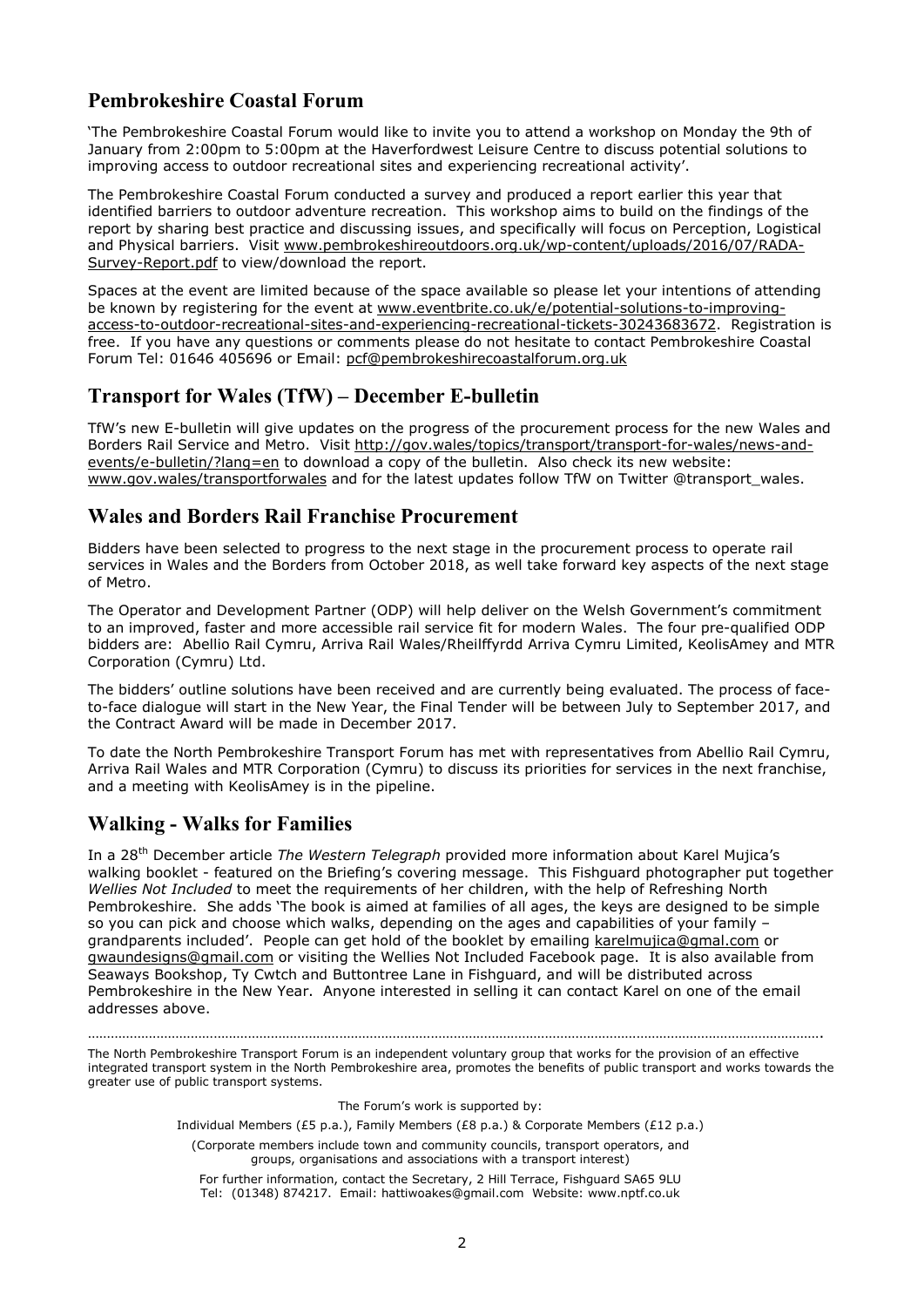## Pembrokeshire Coastal Forum

'The Pembrokeshire Coastal Forum would like to invite you to attend a workshop on Monday the 9th of January from 2:00pm to 5:00pm at the Haverfordwest Leisure Centre to discuss potential solutions to improving access to outdoor recreational sites and experiencing recreational activity'.

The Pembrokeshire Coastal Forum conducted a survey and produced a report earlier this year that identified barriers to outdoor adventure recreation. This workshop aims to build on the findings of the report by sharing best practice and discussing issues, and specifically will focus on Perception, Logistical and Physical barriers. Visit www.pembrokeshireoutdoors.org.uk/wp-content/uploads/2016/07/RADA-Survey-Report.pdf to view/download the report.

Spaces at the event are limited because of the space available so please let your intentions of attending be known by registering for the event at www.eventbrite.co.uk/e/potential-solutions-to-improving-access-to-outdoor-recreational-sites-and-experiencing-recreational-tickets-30243683672. Registration is free. If you have any questions or comments please do not hesitate to contact Pembrokeshire Coastal Forum Tel: 01646 405696 or Email: pcf@pembrokeshirecoastalforum.org.uk

## Transport for Wales (TfW) – December E-bulletin

TfW's new E-bulletin will give updates on the progress of the procurement process for the new Wales and Borders Rail Service and Metro. Visit http://gov.wales/topics/transport/transport-for-wales/news-and-events/e-bulletin/?lang=en to download a copy of the bulletin. Also check its new website: www.gov.wales/transportforwales and for the latest updates follow TfW on Twitter @transport_wales.

## Wales and Borders Rail Franchise Procurement

Bidders have been selected to progress to the next stage in the procurement process to operate rail services in Wales and the Borders from October 2018, as well take forward key aspects of the next stage of Metro.

The Operator and Development Partner (ODP) will help deliver on the Welsh Government's commitment to an improved, faster and more accessible rail service fit for modern Wales. The four pre-qualified ODP bidders are: Abellio Rail Cymru, Arriva Rail Wales/Rheilffyrdd Arriva Cymru Limited, KeolisAmey and MTR Corporation (Cymru) Ltd.

The bidders' outline solutions have been received and are currently being evaluated. The process of face-to-face dialogue will start in the New Year, the Final Tender will be between July to September 2017, and the Contract Award will be made in December 2017.

To date the North Pembrokeshire Transport Forum has met with representatives from Abellio Rail Cymru, Arriva Rail Wales and MTR Corporation (Cymru) to discuss its priorities for services in the next franchise, and a meeting with KeolisAmey is in the pipeline.

## Walking - Walks for Families

In a 28th December article *The Western Telegraph* provided more information about Karel Mujica's walking booklet - featured on the Briefing's covering message. This Fishguard photographer put together *Wellies Not Included* to meet the requirements of her children, with the help of Refreshing North Pembrokeshire. She adds 'The book is aimed at families of all ages, the keys are designed to be simple so you can pick and choose which walks, depending on the ages and capabilities of your family – grandparents included'. People can get hold of the booklet by emailing karelmujica@gmal.com or gwaundesigns@gmail.com or visiting the Wellies Not Included Facebook page. It is also available from Seaways Bookshop, Ty Cwtch and Buttontree Lane in Fishguard, and will be distributed across Pembrokeshire in the New Year. Anyone interested in selling it can contact Karel on one of the email addresses above.

---

The North Pembrokeshire Transport Forum is an independent voluntary group that works for the provision of an effective integrated transport system in the North Pembrokeshire area, promotes the benefits of public transport and works towards the greater use of public transport systems.

The Forum's work is supported by:

Individual Members (£5 p.a.), Family Members (£8 p.a.) & Corporate Members (£12 p.a.)

(Corporate members include town and community councils, transport operators, and groups, organisations and associations with a transport interest)

For further information, contact the Secretary, 2 Hill Terrace, Fishguard SA65 9LU
Tel: (01348) 874217. Email: hattiwoakes@gmail.com Website: www.nptf.co.uk